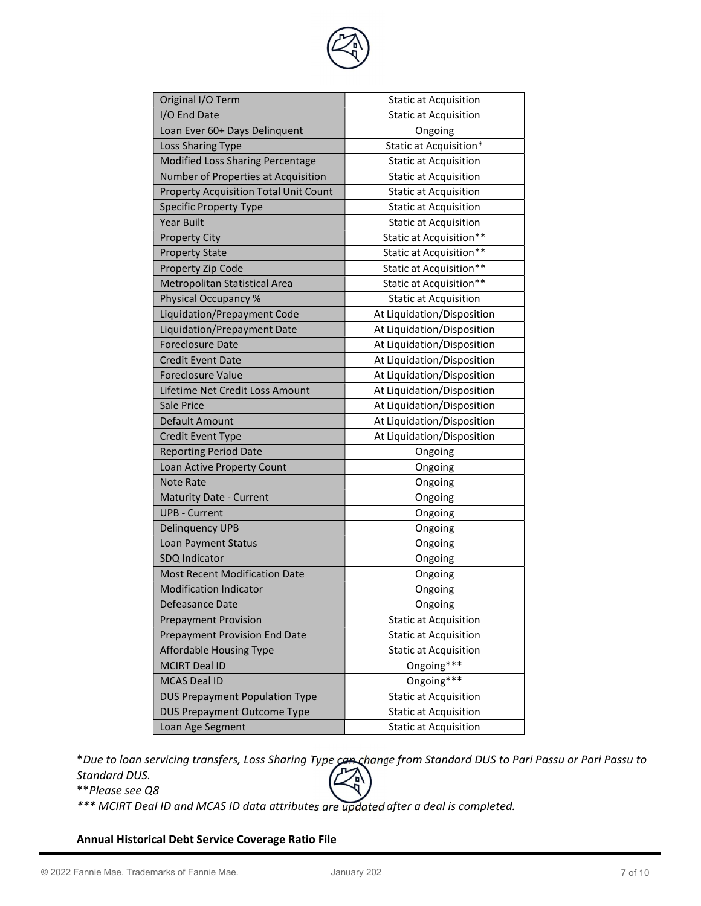| Original I/O Term | Static at Acquisition |
|---|---|
| I/O End Date | Static at Acquisition |
| Loan Ever 60+ Days Delinquent | Ongoing |
| Loss Sharing Type | Static at Acquisition* |
| Modified Loss Sharing Percentage | Static at Acquisition |
| Number of Properties at Acquisition | Static at Acquisition |
| Property Acquisition Total Unit Count | Static at Acquisition |
| Specific Property Type | Static at Acquisition |
| Year Built | Static at Acquisition |
| Property City | Static at Acquisition** |
| Property State | Static at Acquisition** |
| Property Zip Code | Static at Acquisition** |
| Metropolitan Statistical Area | Static at Acquisition** |
| Physical Occupancy % | Static at Acquisition |
| Liquidation/Prepayment Code | At Liquidation/Disposition |
| Liquidation/Prepayment Date | At Liquidation/Disposition |
| Foreclosure Date | At Liquidation/Disposition |
| Credit Event Date | At Liquidation/Disposition |
| Foreclosure Value | At Liquidation/Disposition |
| Lifetime Net Credit Loss Amount | At Liquidation/Disposition |
| Sale Price | At Liquidation/Disposition |
| Default Amount | At Liquidation/Disposition |
| Credit Event Type | At Liquidation/Disposition |
| Reporting Period Date | Ongoing |
| Loan Active Property Count | Ongoing |
| Note Rate | Ongoing |
| Maturity Date - Current | Ongoing |
| UPB - Current | Ongoing |
| Delinquency UPB | Ongoing |
| Loan Payment Status | Ongoing |
| SDQ Indicator | Ongoing |
| Most Recent Modification Date | Ongoing |
| Modification Indicator | Ongoing |
| Defeasance Date | Ongoing |
| Prepayment Provision | Static at Acquisition |
| Prepayment Provision End Date | Static at Acquisition |
| Affordable Housing Type | Static at Acquisition |
| MCIRT Deal ID | Ongoing*** |
| MCAS Deal ID | Ongoing*** |
| DUS Prepayment Population Type | Static at Acquisition |
| DUS Prepayment Outcome Type | Static at Acquisition |
| Loan Age Segment | Static at Acquisition |

**Due to loan servicing transfers, Loss Sharing Type can change from Standard DUS to Pari Passu or Pari Passu to Standard DUS.*

***Please see Q8*

**** MCIRT Deal ID and MCAS ID data attributes are updated after a deal is completed.*

**Annual Historical Debt Service Coverage Ratio File**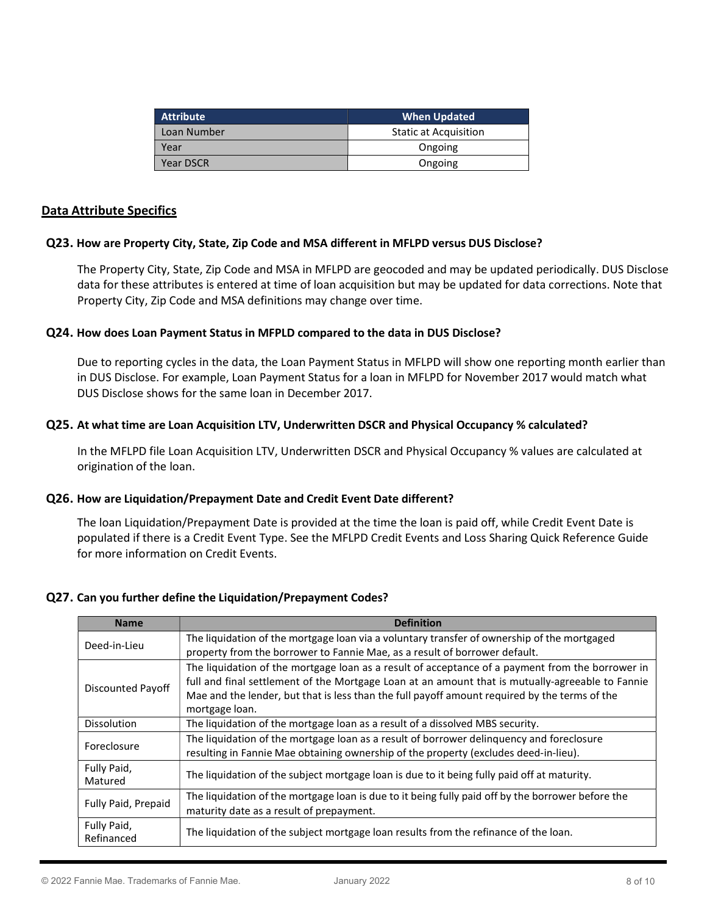| Attribute | When Updated |
|---|---|
| Loan Number | Static at Acquisition |
| Year | Ongoing |
| Year DSCR | Ongoing |

## Data Attribute Specifics

### Q23. How are Property City, State, Zip Code and MSA different in MFLPD versus DUS Disclose?

The Property City, State, Zip Code and MSA in MFLPD are geocoded and may be updated periodically. DUS Disclose data for these attributes is entered at time of loan acquisition but may be updated for data corrections. Note that Property City, Zip Code and MSA definitions may change over time.

### Q24. How does Loan Payment Status in MFPLD compared to the data in DUS Disclose?

Due to reporting cycles in the data, the Loan Payment Status in MFLPD will show one reporting month earlier than in DUS Disclose. For example, Loan Payment Status for a loan in MFLPD for November 2017 would match what DUS Disclose shows for the same loan in December 2017.

### Q25. At what time are Loan Acquisition LTV, Underwritten DSCR and Physical Occupancy % calculated?

In the MFLPD file Loan Acquisition LTV, Underwritten DSCR and Physical Occupancy % values are calculated at origination of the loan.

### Q26. How are Liquidation/Prepayment Date and Credit Event Date different?

The loan Liquidation/Prepayment Date is provided at the time the loan is paid off, while Credit Event Date is populated if there is a Credit Event Type. See the MFLPD Credit Events and Loss Sharing Quick Reference Guide for more information on Credit Events.

### Q27. Can you further define the Liquidation/Prepayment Codes?

| Name | Definition |
|---|---|
| Deed-in-Lieu | The liquidation of the mortgage loan via a voluntary transfer of ownership of the mortgaged property from the borrower to Fannie Mae, as a result of borrower default. |
| Discounted Payoff | The liquidation of the mortgage loan as a result of acceptance of a payment from the borrower in full and final settlement of the Mortgage Loan at an amount that is mutually-agreeable to Fannie Mae and the lender, but that is less than the full payoff amount required by the terms of the mortgage loan. |
| Dissolution | The liquidation of the mortgage loan as a result of a dissolved MBS security. |
| Foreclosure | The liquidation of the mortgage loan as a result of borrower delinquency and foreclosure resulting in Fannie Mae obtaining ownership of the property (excludes deed-in-lieu). |
| Fully Paid, Matured | The liquidation of the subject mortgage loan is due to it being fully paid off at maturity. |
| Fully Paid, Prepaid | The liquidation of the mortgage loan is due to it being fully paid off by the borrower before the maturity date as a result of prepayment. |
| Fully Paid, Refinanced | The liquidation of the subject mortgage loan results from the refinance of the loan. |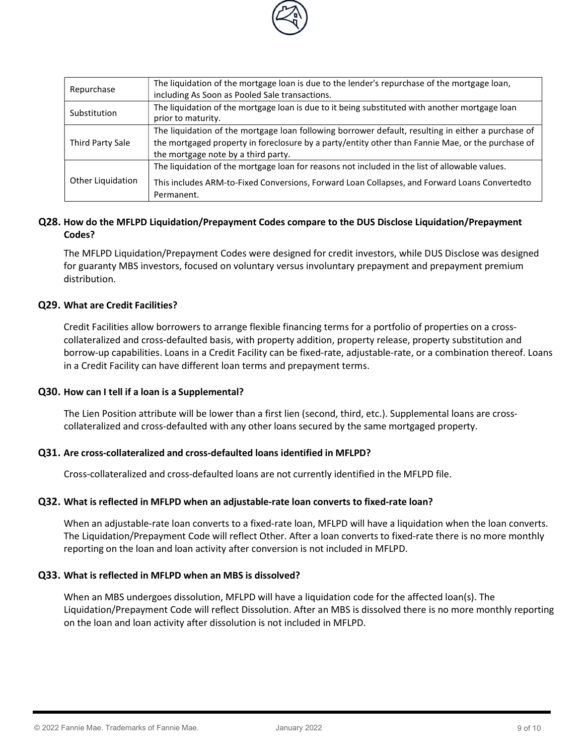| | |
|---|---|
| Repurchase | The liquidation of the mortgage loan is due to the lender's repurchase of the mortgage loan, including As Soon as Pooled Sale transactions. |
| Substitution | The liquidation of the mortgage loan is due to it being substituted with another mortgage loan prior to maturity. |
| Third Party Sale | The liquidation of the mortgage loan following borrower default, resulting in either a purchase of the mortgaged property in foreclosure by a party/entity other than Fannie Mae, or the purchase of the mortgage note by a third party. |
| Other Liquidation | The liquidation of the mortgage loan for reasons not included in the list of allowable values.<br><br>This includes ARM-to-Fixed Conversions, Forward Loan Collapses, and Forward Loans Convertedto Permanent. |

**Q28. How do the MFLPD Liquidation/Prepayment Codes compare to the DUS Disclose Liquidation/Prepayment Codes?**

The MFLPD Liquidation/Prepayment Codes were designed for credit investors, while DUS Disclose was designed for guaranty MBS investors, focused on voluntary versus involuntary prepayment and prepayment premium distribution.

**Q29. What are Credit Facilities?**

Credit Facilities allow borrowers to arrange flexible financing terms for a portfolio of properties on a cross-collateralized and cross-defaulted basis, with property addition, property release, property substitution and borrow-up capabilities. Loans in a Credit Facility can be fixed-rate, adjustable-rate, or a combination thereof. Loans in a Credit Facility can have different loan terms and prepayment terms.

**Q30. How can I tell if a loan is a Supplemental?**

The Lien Position attribute will be lower than a first lien (second, third, etc.). Supplemental loans are cross-collateralized and cross-defaulted with any other loans secured by the same mortgaged property.

**Q31. Are cross-collateralized and cross-defaulted loans identified in MFLPD?**

Cross-collateralized and cross-defaulted loans are not currently identified in the MFLPD file.

**Q32. What is reflected in MFLPD when an adjustable-rate loan converts to fixed-rate loan?**

When an adjustable-rate loan converts to a fixed-rate loan, MFLPD will have a liquidation when the loan converts. The Liquidation/Prepayment Code will reflect Other. After a loan converts to fixed-rate there is no more monthly reporting on the loan and loan activity after conversion is not included in MFLPD.

**Q33. What is reflected in MFLPD when an MBS is dissolved?**

When an MBS undergoes dissolution, MFLPD will have a liquidation code for the affected loan(s). The Liquidation/Prepayment Code will reflect Dissolution. After an MBS is dissolved there is no more monthly reporting on the loan and loan activity after dissolution is not included in MFLPD.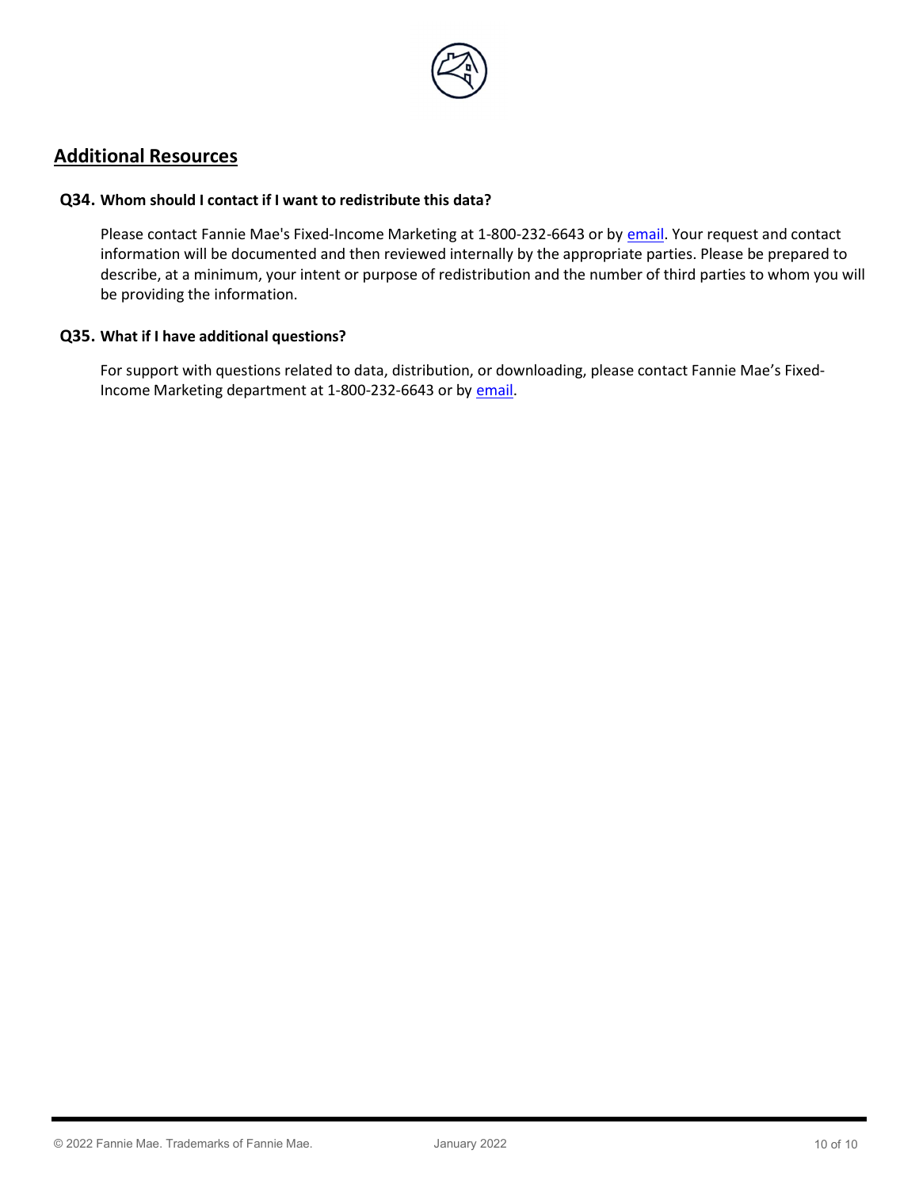## Additional Resources

### Q34. Whom should I contact if I want to redistribute this data?

Please contact Fannie Mae's Fixed-Income Marketing at 1-800-232-6643 or by email. Your request and contact information will be documented and then reviewed internally by the appropriate parties. Please be prepared to describe, at a minimum, your intent or purpose of redistribution and the number of third parties to whom you will be providing the information.

### Q35. What if I have additional questions?

For support with questions related to data, distribution, or downloading, please contact Fannie Mae's Fixed-Income Marketing department at 1-800-232-6643 or by email.